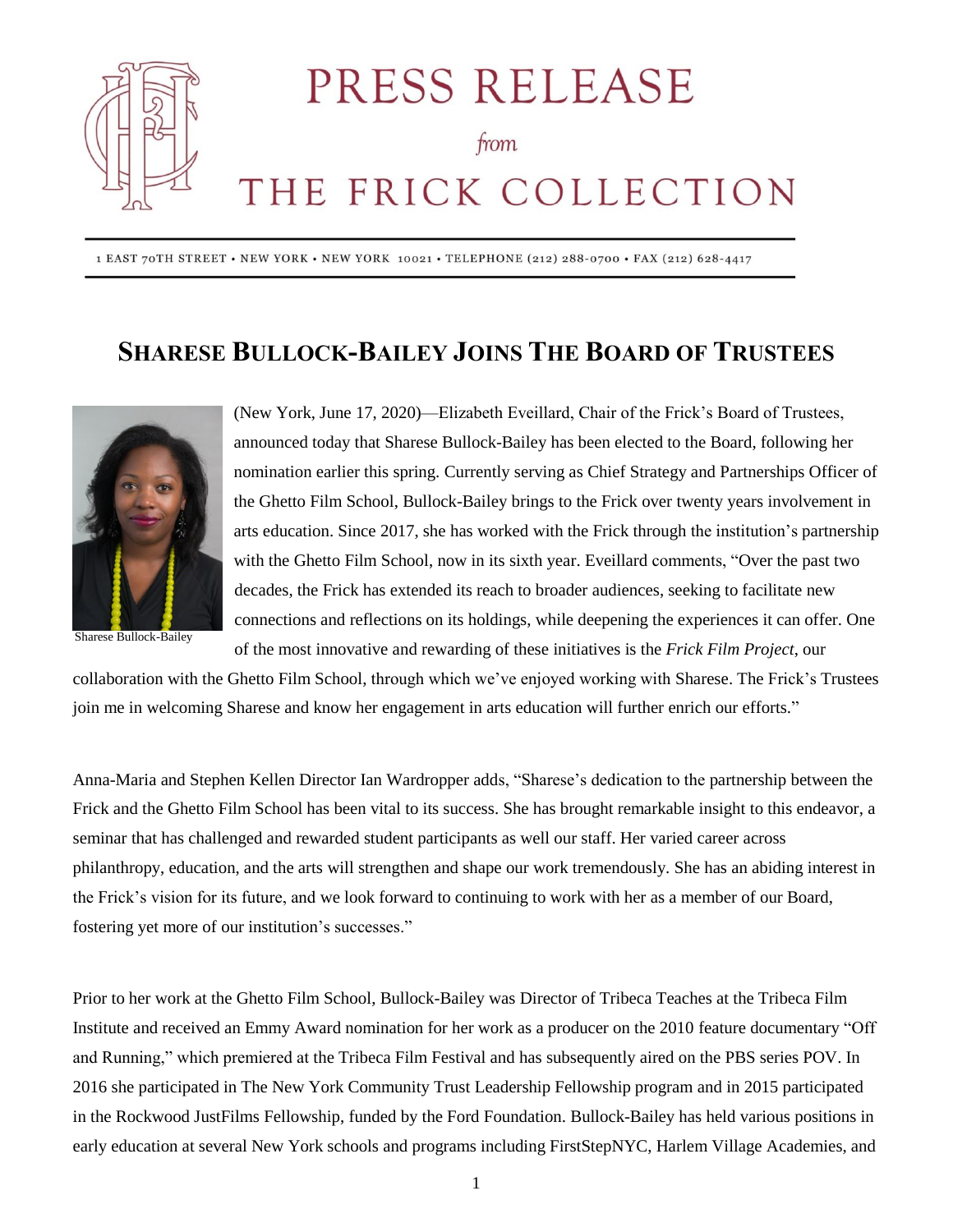# PRESS RELEASE

*from*

# THE FRICK COLLECTION

1 EAST 70TH STREET • NEW YORK • NEW YORK 10021 • TELEPHONE (212) 288-0700 • FAX (212) 628-4417

## SHARESE BULLOCK-BAILEY JOINS THE BOARD OF TRUSTEES

Sharese Bullock-Bailey

(New York, June 17, 2020)—Elizabeth Eveillard, Chair of the Frick's Board of Trustees, announced today that Sharese Bullock-Bailey has been elected to the Board, following her nomination earlier this spring. Currently serving as Chief Strategy and Partnerships Officer of the Ghetto Film School, Bullock-Bailey brings to the Frick over twenty years involvement in arts education. Since 2017, she has worked with the Frick through the institution's partnership with the Ghetto Film School, now in its sixth year. Eveillard comments, "Over the past two decades, the Frick has extended its reach to broader audiences, seeking to facilitate new connections and reflections on its holdings, while deepening the experiences it can offer. One of the most innovative and rewarding of these initiatives is the *Frick Film Project*, our collaboration with the Ghetto Film School, through which we've enjoyed working with Sharese. The Frick's Trustees join me in welcoming Sharese and know her engagement in arts education will further enrich our efforts."

Anna-Maria and Stephen Kellen Director Ian Wardropper adds, "Sharese's dedication to the partnership between the Frick and the Ghetto Film School has been vital to its success. She has brought remarkable insight to this endeavor, a seminar that has challenged and rewarded student participants as well our staff. Her varied career across philanthropy, education, and the arts will strengthen and shape our work tremendously. She has an abiding interest in the Frick's vision for its future, and we look forward to continuing to work with her as a member of our Board, fostering yet more of our institution's successes."

Prior to her work at the Ghetto Film School, Bullock-Bailey was Director of Tribeca Teaches at the Tribeca Film Institute and received an Emmy Award nomination for her work as a producer on the 2010 feature documentary "Off and Running," which premiered at the Tribeca Film Festival and has subsequently aired on the PBS series POV. In 2016 she participated in The New York Community Trust Leadership Fellowship program and in 2015 participated in the Rockwood JustFilms Fellowship, funded by the Ford Foundation. Bullock-Bailey has held various positions in early education at several New York schools and programs including FirstStepNYC, Harlem Village Academies, and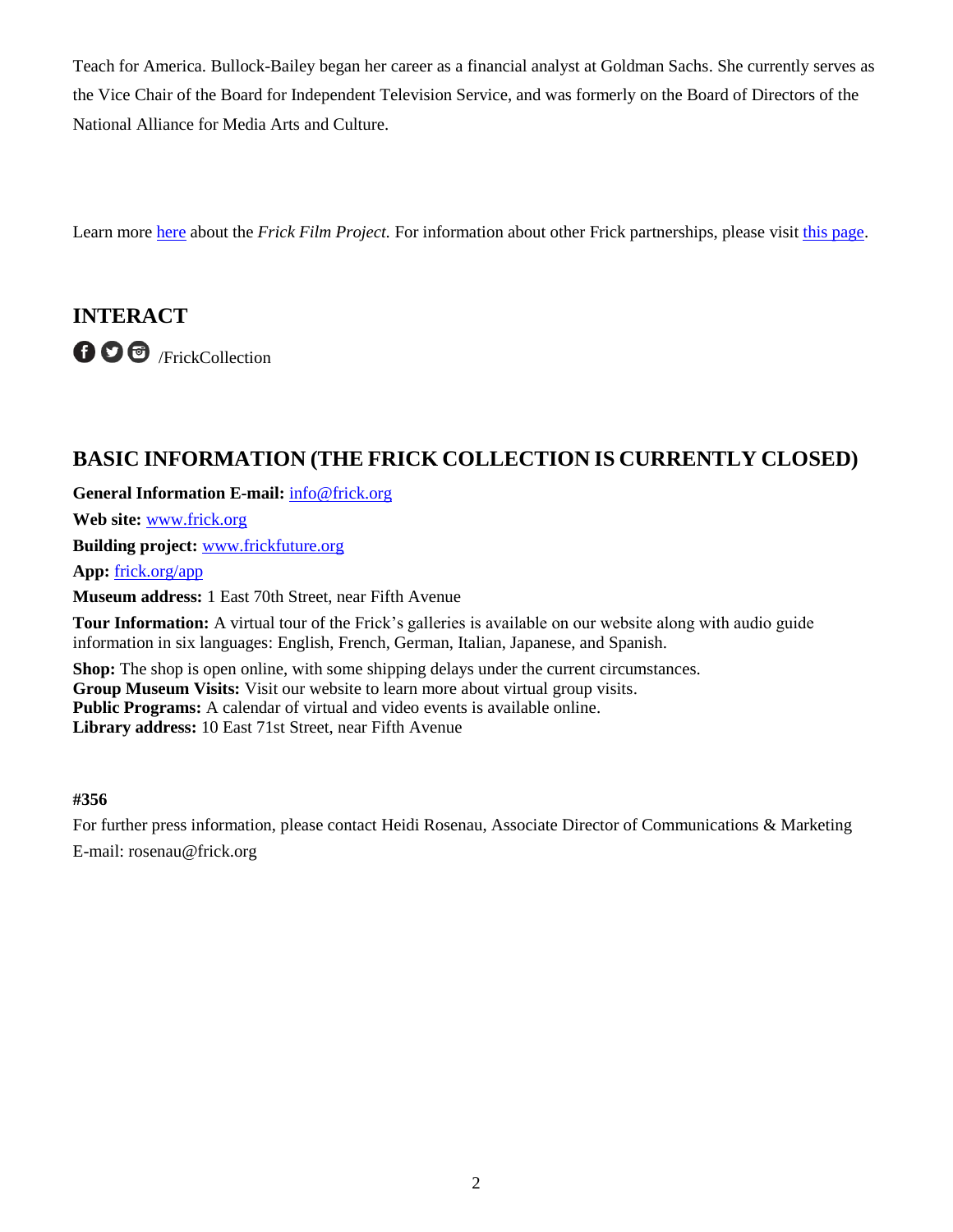Teach for America. Bullock-Bailey began her career as a financial analyst at Goldman Sachs. She currently serves as the Vice Chair of the Board for Independent Television Service, and was formerly on the Board of Directors of the National Alliance for Media Arts and Culture.

Learn more here about the *Frick Film Project.* For information about other Frick partnerships, please visit this page.

## INTERACT

/FrickCollection

## BASIC INFORMATION (THE FRICK COLLECTION IS CURRENTLY CLOSED)

**General Information E-mail:** info@frick.org

**Web site:** www.frick.org

**Building project:** www.frickfuture.org

**App:** frick.org/app

**Museum address:** 1 East 70th Street, near Fifth Avenue

**Tour Information:** A virtual tour of the Frick's galleries is available on our website along with audio guide information in six languages: English, French, German, Italian, Japanese, and Spanish.

**Shop:** The shop is open online, with some shipping delays under the current circumstances.
**Group Museum Visits:** Visit our website to learn more about virtual group visits.
**Public Programs:** A calendar of virtual and video events is available online.
**Library address:** 10 East 71st Street, near Fifth Avenue

**#356**
For further press information, please contact Heidi Rosenau, Associate Director of Communications & Marketing
E-mail: rosenau@frick.org